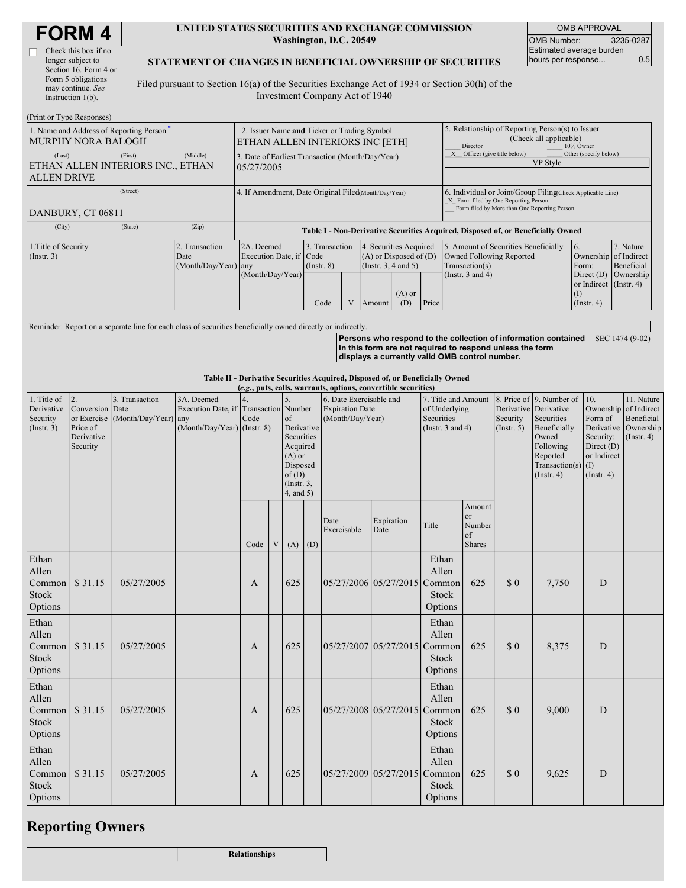# FORM 4

☐ Check this box if no longer subject to Section 16. Form 4 or Form 5 obligations may continue. *See* Instruction 1(b).

**UNITED STATES SECURITIES AND EXCHANGE COMMISSION**
**Washington, D.C. 20549**

**STATEMENT OF CHANGES IN BENEFICIAL OWNERSHIP OF SECURITIES**

Filed pursuant to Section 16(a) of the Securities Exchange Act of 1934 or Section 30(h) of the Investment Company Act of 1940

| OMB APPROVAL | |
|---|---|
| OMB Number: | 3235-0287 |
| Estimated average burden hours per response... | 0.5 |

(Print or Type Responses)

| 1. Name and Address of Reporting Person* | 2. Issuer Name and Ticker or Trading Symbol | 5. Relationship of Reporting Person(s) to Issuer (Check all applicable) |
|---|---|---|
| MURPHY NORA BALOGH | ETHAN ALLEN INTERIORS INC [ETH] | ___ Director ___ 10% Owner _X_ Officer (give title below) ___ Other (specify below) |
| (Last) (First) (Middle) ETHAN ALLEN INTERIORS INC., ETHAN ALLEN DRIVE | 3. Date of Earliest Transaction (Month/Day/Year) 05/27/2005 | VP Style |
| (Street) DANBURY, CT 06811 | 4. If Amendment, Date Original Filed (Month/Day/Year) | 6. Individual or Joint/Group Filing (Check Applicable Line) _X_ Form filed by One Reporting Person ___ Form filed by More than One Reporting Person |
| (City) (State) (Zip) | | |

**Table I - Non-Derivative Securities Acquired, Disposed of, or Beneficially Owned**

| 1.Title of Security (Instr. 3) | 2. Transaction Date (Month/Day/Year) | 2A. Deemed Execution Date, if any (Month/Day/Year) | 3. Transaction Code (Instr. 8) | | 4. Securities Acquired (A) or Disposed of (D) (Instr. 3, 4 and 5) | | | 5. Amount of Securities Beneficially Owned Following Reported Transaction(s) (Instr. 3 and 4) | 6. Ownership Form: Direct (D) or Indirect (I) (Instr. 4) | 7. Nature of Indirect Beneficial Ownership (Instr. 4) |
|---|---|---|---|---|---|---|---|---|---|---|
| | | | Code | V | Amount | (A) or (D) | Price | | | |

Reminder: Report on a separate line for each class of securities beneficially owned directly or indirectly.

**Persons who respond to the collection of information contained in this form are not required to respond unless the form displays a currently valid OMB control number.** SEC 1474 (9-02)

**Table II - Derivative Securities Acquired, Disposed of, or Beneficially Owned**
**(*e.g.*, puts, calls, warrants, options, convertible securities)**

| 1. Title of Derivative Security (Instr. 3) | 2. Conversion or Exercise Price of Derivative Security | 3. Transaction Date (Month/Day/Year) | 3A. Deemed Execution Date, if any (Month/Day/Year) | 4. Transaction Code (Instr. 8) | | 5. Number of Derivative Securities Acquired (A) or Disposed of (D) (Instr. 3, 4, and 5) | | 6. Date Exercisable and Expiration Date (Month/Day/Year) | | 7. Title and Amount of Underlying Securities (Instr. 3 and 4) | | 8. Price of Derivative Security (Instr. 5) | 9. Number of Derivative Securities Beneficially Owned Following Reported Transaction(s) (Instr. 4) | 10. Ownership Form of Derivative Security: Direct (D) or Indirect (I) (Instr. 4) | 11. Nature of Indirect Beneficial Ownership (Instr. 4) |
|---|---|---|---|---|---|---|---|---|---|---|---|---|---|---|---|
| | | | | Code | V | (A) | (D) | Date Exercisable | Expiration Date | Title | Amount or Number of Shares | | | | |
| Ethan Allen Common Stock Options | $ 31.15 | 05/27/2005 | | A | | 625 | | 05/27/2006 | 05/27/2015 | Ethan Allen Common Stock Options | 625 | $ 0 | 7,750 | D | |
| Ethan Allen Common Stock Options | $ 31.15 | 05/27/2005 | | A | | 625 | | 05/27/2007 | 05/27/2015 | Ethan Allen Common Stock Options | 625 | $ 0 | 8,375 | D | |
| Ethan Allen Common Stock Options | $ 31.15 | 05/27/2005 | | A | | 625 | | 05/27/2008 | 05/27/2015 | Ethan Allen Common Stock Options | 625 | $ 0 | 9,000 | D | |
| Ethan Allen Common Stock Options | $ 31.15 | 05/27/2005 | | A | | 625 | | 05/27/2009 | 05/27/2015 | Ethan Allen Common Stock Options | 625 | $ 0 | 9,625 | D | |

## Reporting Owners

| | Relationships |
|---|---|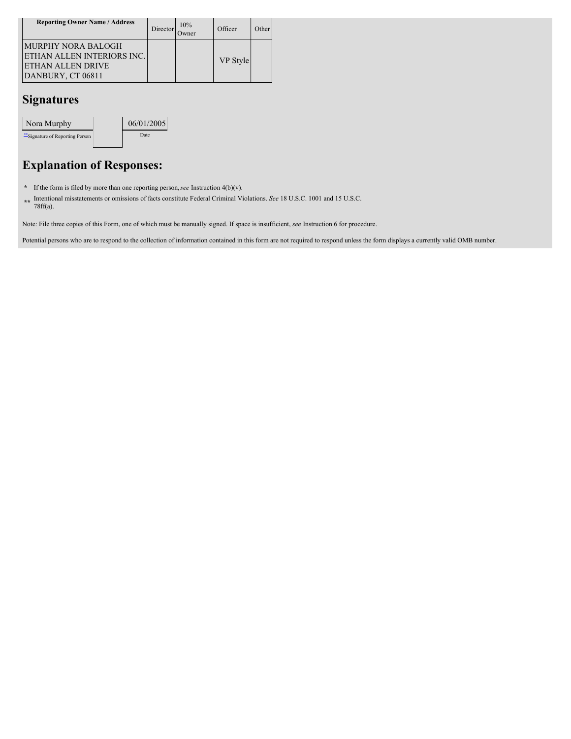| Reporting Owner Name / Address | Director | 10% Owner | Officer | Other |
| --- | --- | --- | --- | --- |
| MURPHY NORA BALOGH<br>ETHAN ALLEN INTERIORS INC.<br>ETHAN ALLEN DRIVE<br>DANBURY, CT 06811 | | | VP Style | |

## Signatures

| Nora Murphy | | 06/01/2005 |
| --- | --- | --- |
| **Signature of Reporting Person | | Date |

## Explanation of Responses:

\* If the form is filed by more than one reporting person, *see* Instruction 4(b)(v).

** Intentional misstatements or omissions of facts constitute Federal Criminal Violations. *See* 18 U.S.C. 1001 and 15 U.S.C. 78ff(a).

Note: File three copies of this Form, one of which must be manually signed. If space is insufficient, *see* Instruction 6 for procedure.

Potential persons who are to respond to the collection of information contained in this form are not required to respond unless the form displays a currently valid OMB number.